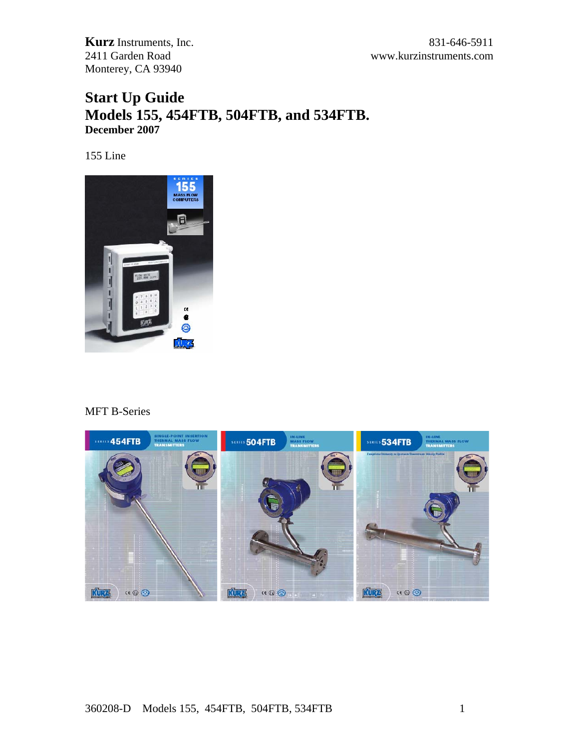**Kurz** Instruments, Inc.
2411 Garden Road
Monterey, CA 93940

831-646-5911
www.kurzinstruments.com

# Start Up Guide
## Models 155, 454FTB, 504FTB, and 534FTB.
**December 2007**

155 Line

MFT B-Series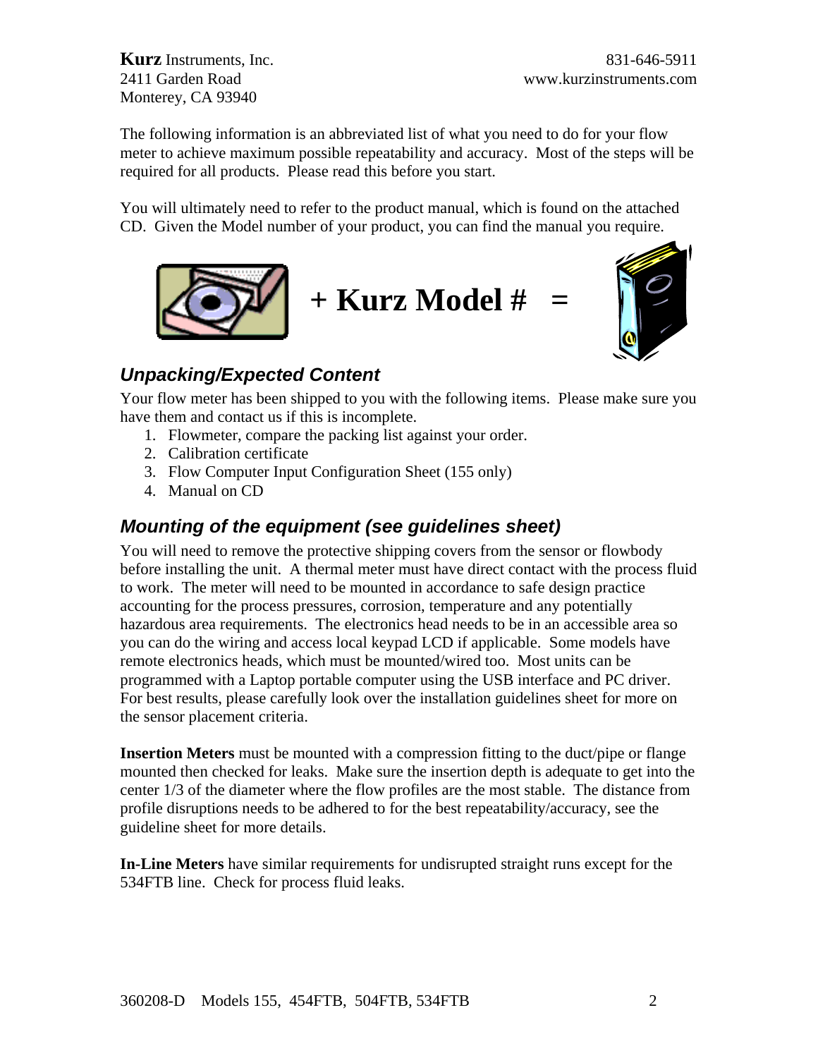**Kurz** Instruments, Inc.
2411 Garden Road
Monterey, CA 93940

831-646-5911
www.kurzinstruments.com

The following information is an abbreviated list of what you need to do for your flow meter to achieve maximum possible repeatability and accuracy. Most of the steps will be required for all products. Please read this before you start.

You will ultimately need to refer to the product manual, which is found on the attached CD. Given the Model number of your product, you can find the manual you require.

**+ Kurz Model # =**

## *Unpacking/Expected Content*

Your flow meter has been shipped to you with the following items. Please make sure you have them and contact us if this is incomplete.

1. Flowmeter, compare the packing list against your order.
2. Calibration certificate
3. Flow Computer Input Configuration Sheet (155 only)
4. Manual on CD

## *Mounting of the equipment (see guidelines sheet)*

You will need to remove the protective shipping covers from the sensor or flowbody before installing the unit. A thermal meter must have direct contact with the process fluid to work. The meter will need to be mounted in accordance to safe design practice accounting for the process pressures, corrosion, temperature and any potentially hazardous area requirements. The electronics head needs to be in an accessible area so you can do the wiring and access local keypad LCD if applicable. Some models have remote electronics heads, which must be mounted/wired too. Most units can be programmed with a Laptop portable computer using the USB interface and PC driver. For best results, please carefully look over the installation guidelines sheet for more on the sensor placement criteria.

**Insertion Meters** must be mounted with a compression fitting to the duct/pipe or flange mounted then checked for leaks. Make sure the insertion depth is adequate to get into the center 1/3 of the diameter where the flow profiles are the most stable. The distance from profile disruptions needs to be adhered to for the best repeatability/accuracy, see the guideline sheet for more details.

**In-Line Meters** have similar requirements for undisrupted straight runs except for the 534FTB line. Check for process fluid leaks.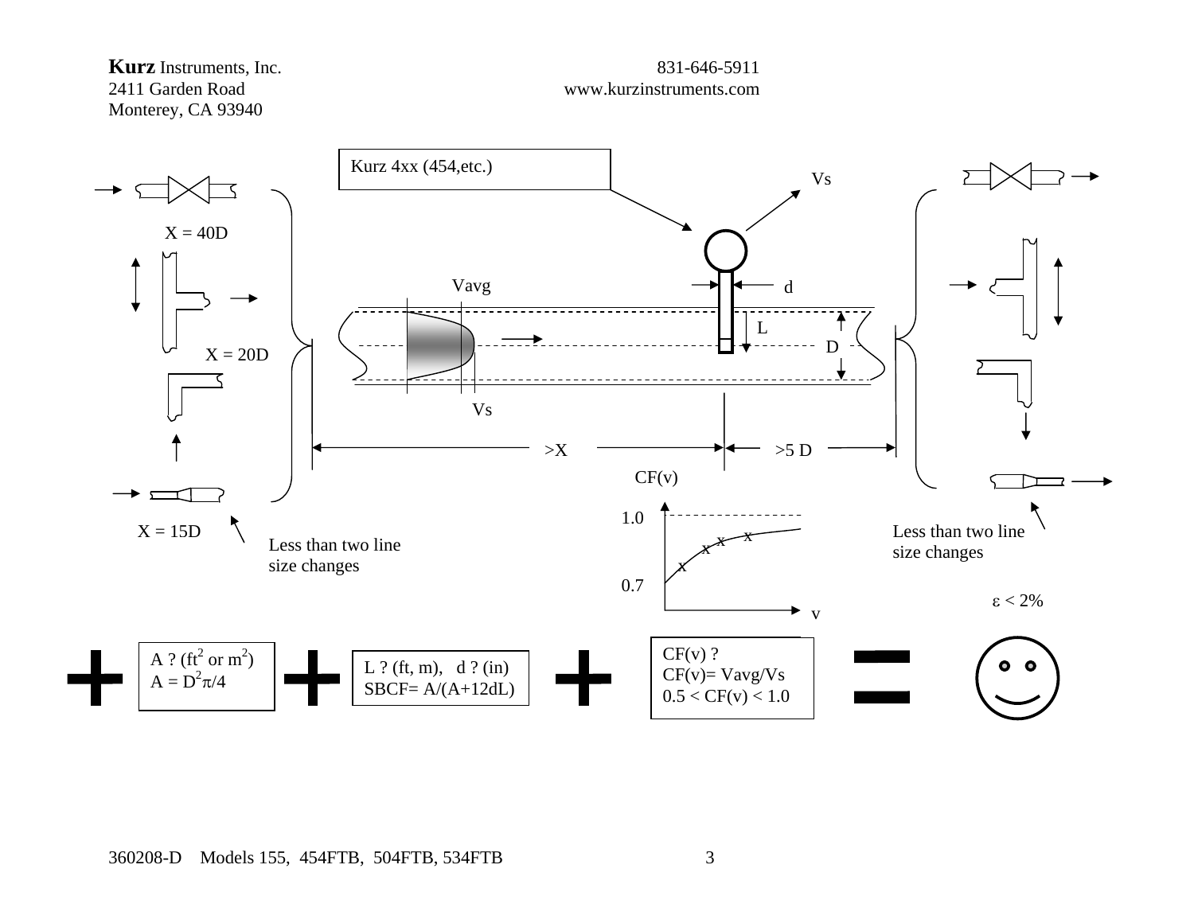**Kurz** Instruments, Inc.
2411 Garden Road
Monterey, CA 93940

831-646-5911
www.kurzinstruments.com

Kurz 4xx (454,etc.)

$V_s$

$X = 40D$

$X = 20D$

$X = 15D$

Less than two line size changes

Vavg

d

L

D

Vs

>X

>5 D

CF(v)

1.0

0.7

v

Less than two line size changes

$\varepsilon < 2\%$

**+**

A ? (ft$^2$ or m$^2$)
$A = D^2\pi/4$

**+**

L ? (ft, m), d ? (in)
$SBCF = A/(A+12dL)$

**+**

CF(v) ?
$CF(v) = Vavg/Vs$
$0.5 < CF(v) < 1.0$

**=**

360208-D Models 155, 454FTB, 504FTB, 534FTB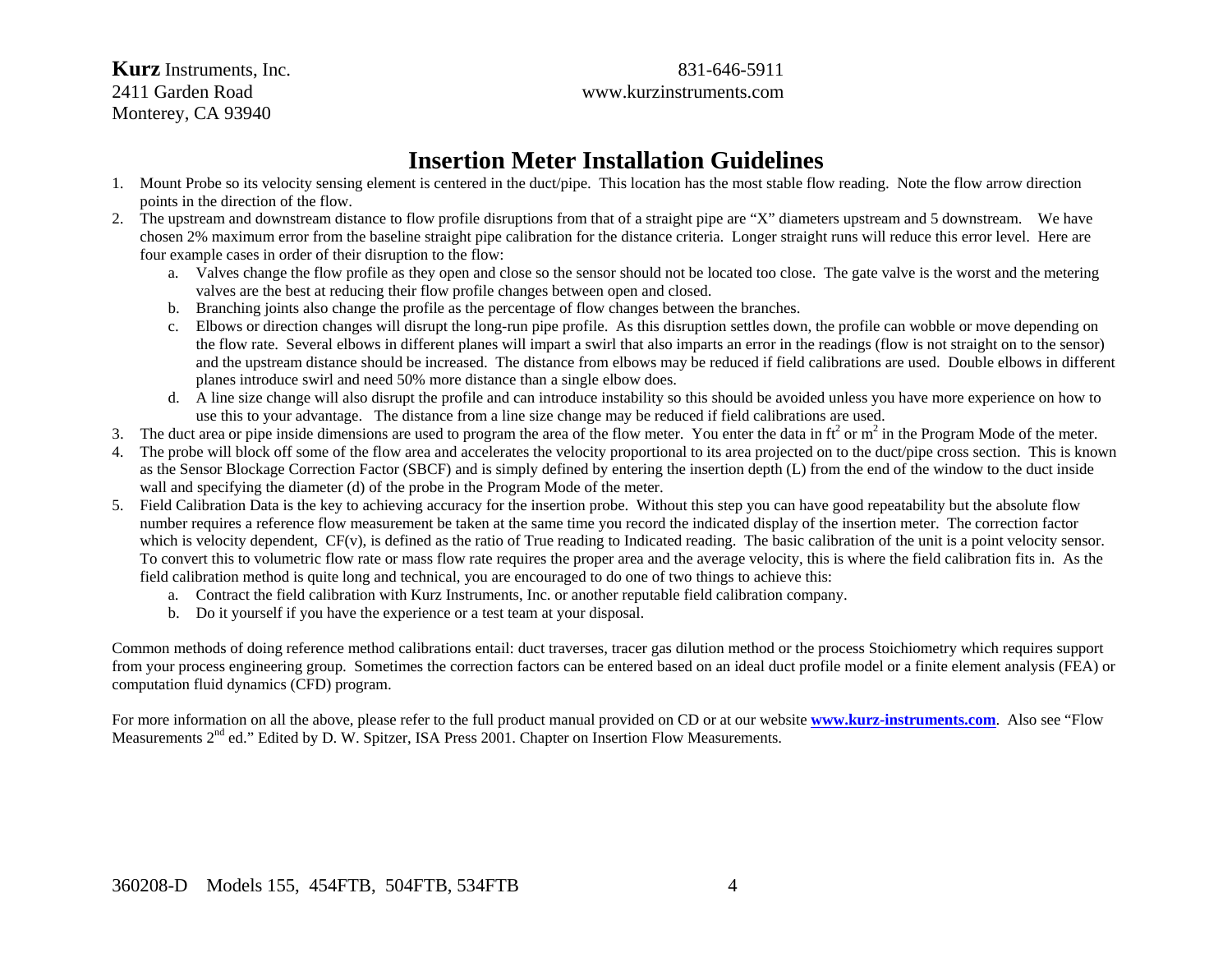**Kurz** Instruments, Inc.
2411 Garden Road
Monterey, CA 93940

831-646-5911
www.kurzinstruments.com

# Insertion Meter Installation Guidelines

1. Mount Probe so its velocity sensing element is centered in the duct/pipe. This location has the most stable flow reading. Note the flow arrow direction points in the direction of the flow.
2. The upstream and downstream distance to flow profile disruptions from that of a straight pipe are "X" diameters upstream and 5 downstream. We have chosen 2% maximum error from the baseline straight pipe calibration for the distance criteria. Longer straight runs will reduce this error level. Here are four example cases in order of their disruption to the flow:
   a. Valves change the flow profile as they open and close so the sensor should not be located too close. The gate valve is the worst and the metering valves are the best at reducing their flow profile changes between open and closed.
   b. Branching joints also change the profile as the percentage of flow changes between the branches.
   c. Elbows or direction changes will disrupt the long-run pipe profile. As this disruption settles down, the profile can wobble or move depending on the flow rate. Several elbows in different planes will impart a swirl that also imparts an error in the readings (flow is not straight on to the sensor) and the upstream distance should be increased. The distance from elbows may be reduced if field calibrations are used. Double elbows in different planes introduce swirl and need 50% more distance than a single elbow does.
   d. A line size change will also disrupt the profile and can introduce instability so this should be avoided unless you have more experience on how to use this to your advantage. The distance from a line size change may be reduced if field calibrations are used.
3. The duct area or pipe inside dimensions are used to program the area of the flow meter. You enter the data in $ft^2$ or $m^2$ in the Program Mode of the meter.
4. The probe will block off some of the flow area and accelerates the velocity proportional to its area projected on to the duct/pipe cross section. This is known as the Sensor Blockage Correction Factor (SBCF) and is simply defined by entering the insertion depth (L) from the end of the window to the duct inside wall and specifying the diameter (d) of the probe in the Program Mode of the meter.
5. Field Calibration Data is the key to achieving accuracy for the insertion probe. Without this step you can have good repeatability but the absolute flow number requires a reference flow measurement be taken at the same time you record the indicated display of the insertion meter. The correction factor which is velocity dependent, CF(v), is defined as the ratio of True reading to Indicated reading. The basic calibration of the unit is a point velocity sensor. To convert this to volumetric flow rate or mass flow rate requires the proper area and the average velocity, this is where the field calibration fits in. As the field calibration method is quite long and technical, you are encouraged to do one of two things to achieve this:
   a. Contract the field calibration with Kurz Instruments, Inc. or another reputable field calibration company.
   b. Do it yourself if you have the experience or a test team at your disposal.

Common methods of doing reference method calibrations entail: duct traverses, tracer gas dilution method or the process Stoichiometry which requires support from your process engineering group. Sometimes the correction factors can be entered based on an ideal duct profile model or a finite element analysis (FEA) or computation fluid dynamics (CFD) program.

For more information on all the above, please refer to the full product manual provided on CD or at our website **www.kurz-instruments.com**. Also see "Flow Measurements 2nd ed." Edited by D. W. Spitzer, ISA Press 2001. Chapter on Insertion Flow Measurements.

360208-D Models 155, 454FTB, 504FTB, 534FTB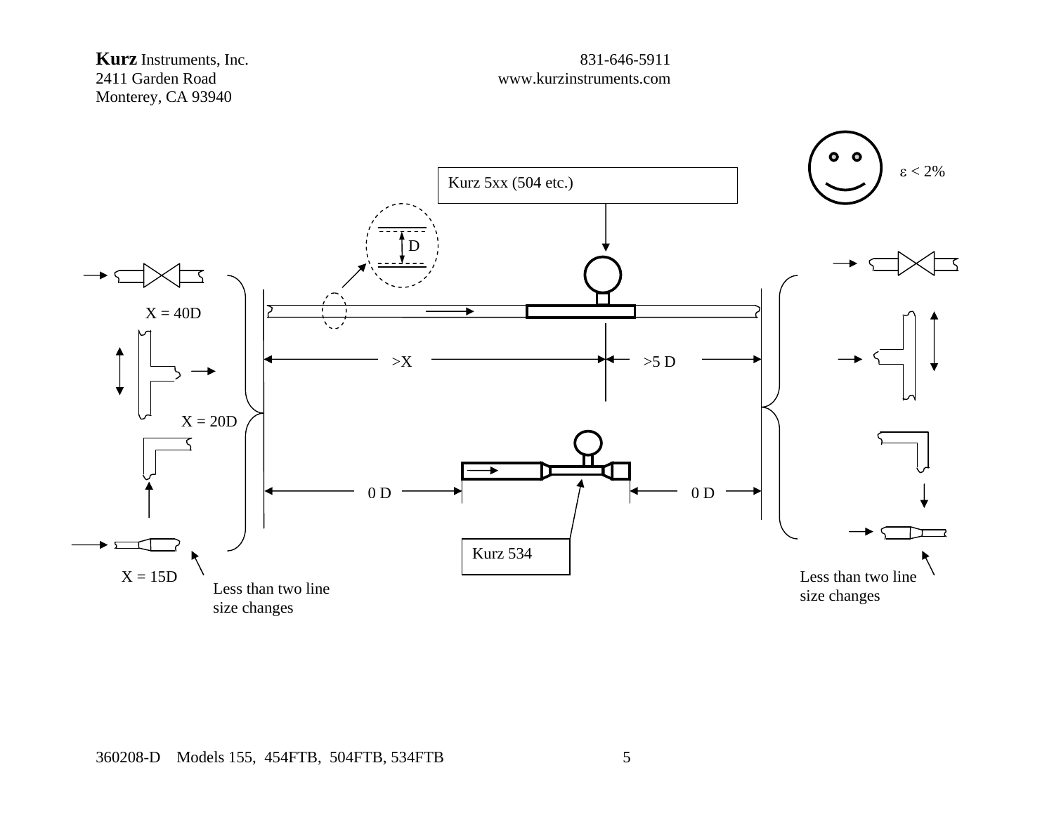**Kurz** Instruments, Inc.
2411 Garden Road
Monterey, CA 93940

831-646-5911
www.kurzinstruments.com

$\varepsilon$ < 2%

Kurz 5xx (504 etc.)

D

X = 40D

>X

>5 D

X = 20D

0 D

0 D

Kurz 534

X = 15D

Less than two line size changes

Less than two line size changes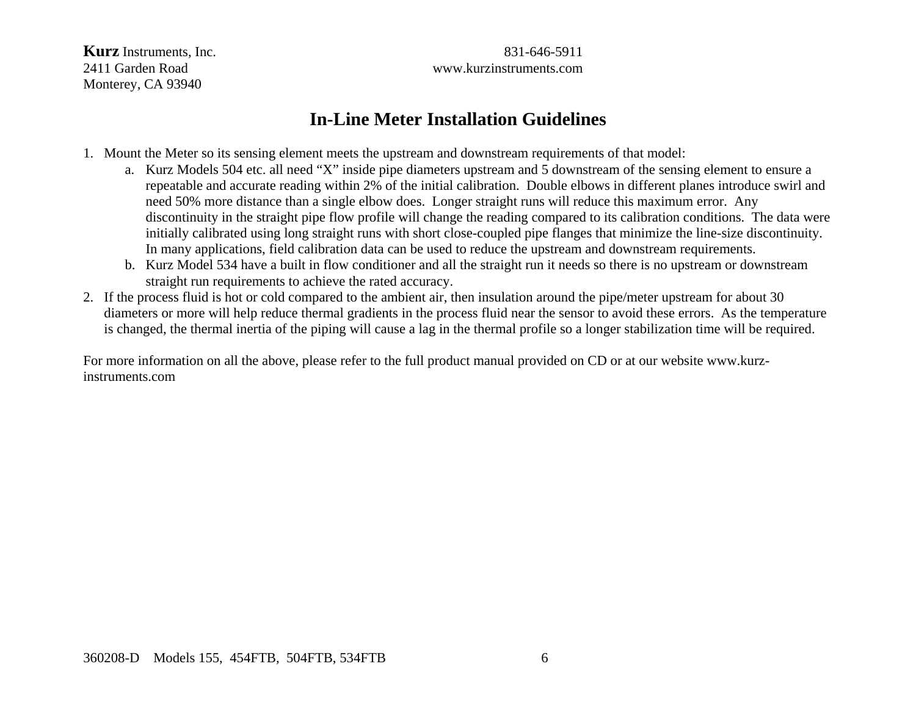**Kurz** Instruments, Inc.  
2411 Garden Road  
Monterey, CA 93940

831-646-5911  
www.kurzinstruments.com

# In-Line Meter Installation Guidelines

1. Mount the Meter so its sensing element meets the upstream and downstream requirements of that model:
   a. Kurz Models 504 etc. all need “X” inside pipe diameters upstream and 5 downstream of the sensing element to ensure a repeatable and accurate reading within 2% of the initial calibration. Double elbows in different planes introduce swirl and need 50% more distance than a single elbow does. Longer straight runs will reduce this maximum error. Any discontinuity in the straight pipe flow profile will change the reading compared to its calibration conditions. The data were initially calibrated using long straight runs with short close-coupled pipe flanges that minimize the line-size discontinuity. In many applications, field calibration data can be used to reduce the upstream and downstream requirements.
   b. Kurz Model 534 have a built in flow conditioner and all the straight run it needs so there is no upstream or downstream straight run requirements to achieve the rated accuracy.
2. If the process fluid is hot or cold compared to the ambient air, then insulation around the pipe/meter upstream for about 30 diameters or more will help reduce thermal gradients in the process fluid near the sensor to avoid these errors. As the temperature is changed, the thermal inertia of the piping will cause a lag in the thermal profile so a longer stabilization time will be required.

For more information on all the above, please refer to the full product manual provided on CD or at our website www.kurz-instruments.com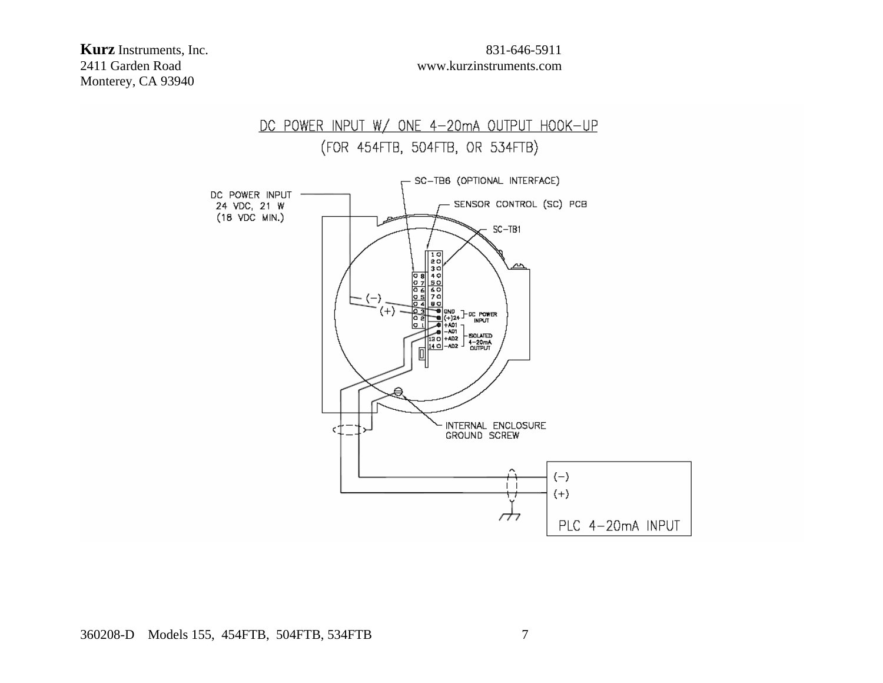## DC POWER INPUT W/ ONE 4-20mA OUTPUT HOOK-UP

(FOR 454FTB, 504FTB, OR 534FTB)

- DC POWER INPUT 24 VDC, 21 W (18 VDC MIN.)
- SC-TB6 (OPTIONAL INTERFACE)
- SENSOR CONTROL (SC) PCB
- SC-TB1
- GND, (+)24: DC POWER INPUT
- +AO1, -AO1, +AO2, -AO2: ISOLATED 4-20mA OUTPUT
- INTERNAL ENCLOSURE GROUND SCREW
- PLC 4-20mA INPUT: (-), (+)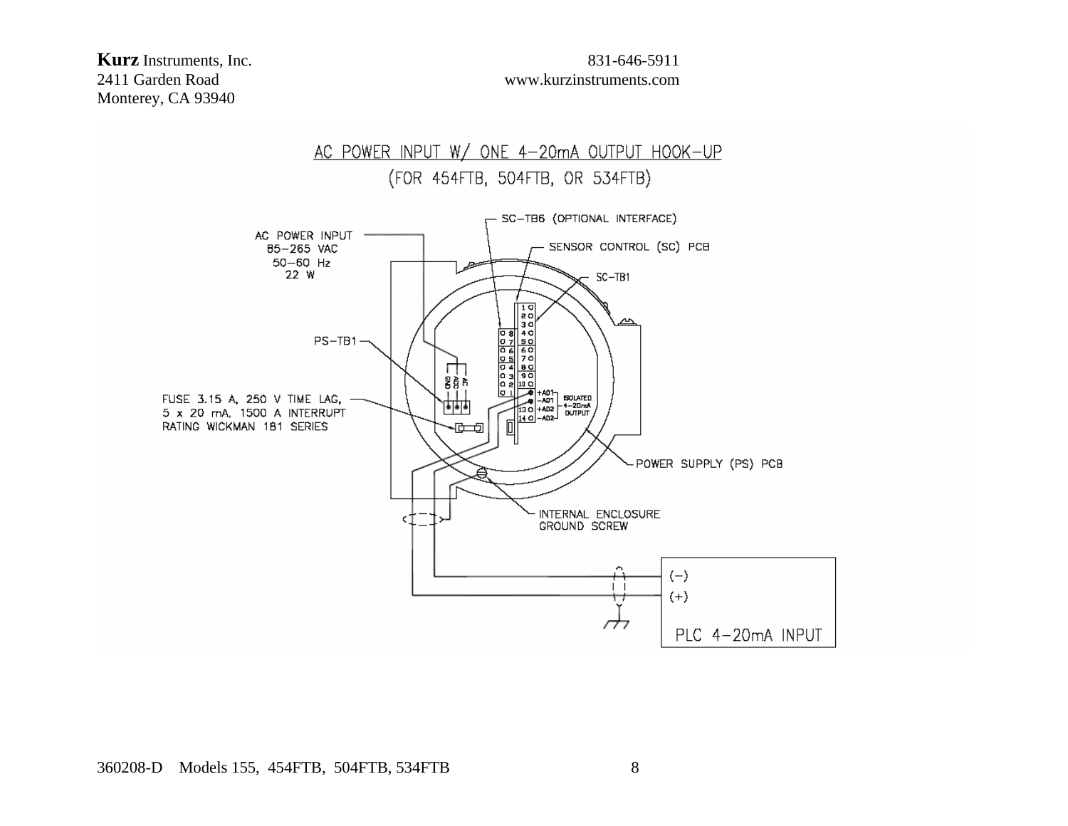## AC POWER INPUT W/ ONE 4–20mA OUTPUT HOOK-UP

(FOR 454FTB, 504FTB, OR 534FTB)

SC-TB6 (OPTIONAL INTERFACE)

AC POWER INPUT
85–265 VAC
50–60 Hz
22 W

SENSOR CONTROL (SC) PCB

SC-TB1

PS-TB1

GND ACG AC

FUSE 3.15 A, 250 V TIME LAG,
5 x 20 mA, 1500 A INTERRUPT
RATING WICKMAN 181 SERIES

+AO1
–AO1
13 +AO2
14 –AO2

ISOLATED
4–20mA
OUTPUT

POWER SUPPLY (PS) PCB

INTERNAL ENCLOSURE
GROUND SCREW

(–)
(+)

PLC 4–20mA INPUT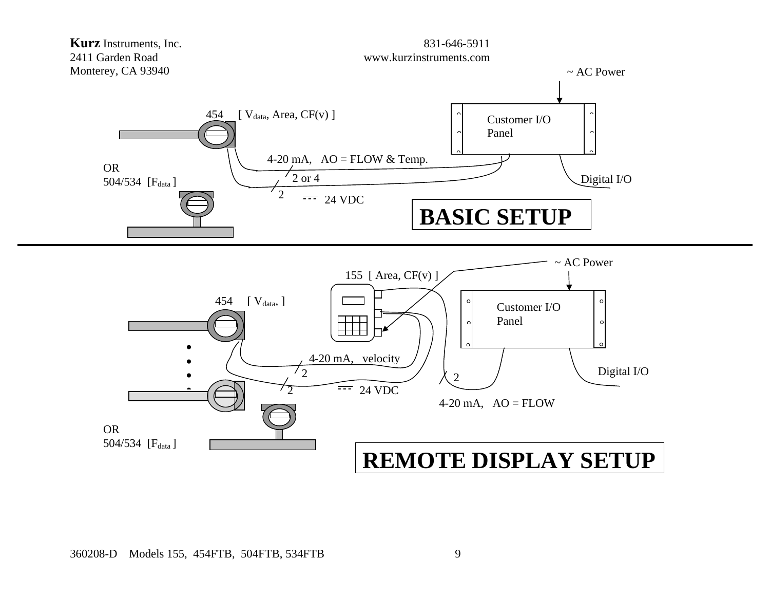**Kurz** Instruments, Inc.
2411 Garden Road
Monterey, CA 93940

831-646-5911
www.kurzinstruments.com

~ AC Power

454 [ $V_{data}$, Area, CF(v) ]

Customer I/O Panel

4-20 mA, AO = FLOW & Temp.

OR
504/534 [$F_{data}$ ]

2 or 4

Digital I/O

2 24 VDC

# BASIC SETUP

~ AC Power

155 [ Area, CF(v) ]

454 [ $V_{data}$, ]

Customer I/O Panel

4-20 mA, velocity

Digital I/O

2

2

2 24 VDC

4-20 mA, AO = FLOW

OR
504/534 [$F_{data}$ ]

# REMOTE DISPLAY SETUP

360208-D Models 155, 454FTB, 504FTB, 534FTB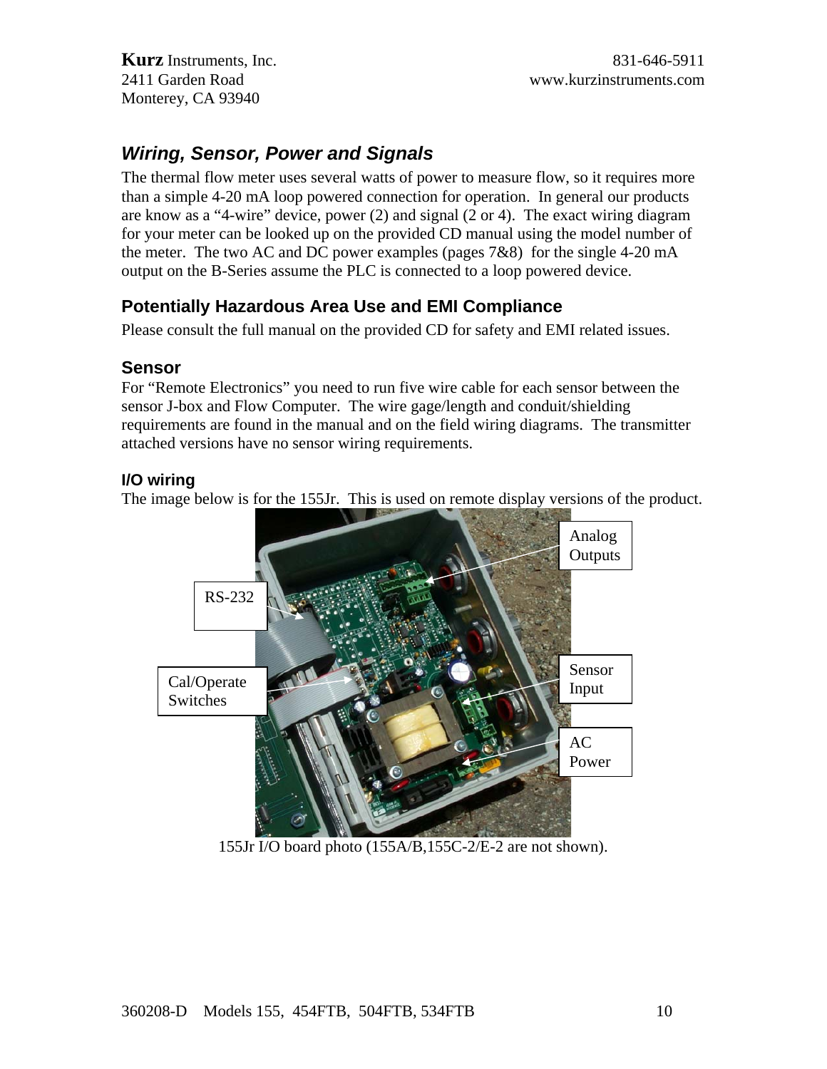## Wiring, Sensor, Power and Signals

The thermal flow meter uses several watts of power to measure flow, so it requires more than a simple 4-20 mA loop powered connection for operation. In general our products are know as a "4-wire" device, power (2) and signal (2 or 4). The exact wiring diagram for your meter can be looked up on the provided CD manual using the model number of the meter. The two AC and DC power examples (pages 7&8) for the single 4-20 mA output on the B-Series assume the PLC is connected to a loop powered device.

### Potentially Hazardous Area Use and EMI Compliance

Please consult the full manual on the provided CD for safety and EMI related issues.

### Sensor

For "Remote Electronics" you need to run five wire cable for each sensor between the sensor J-box and Flow Computer. The wire gage/length and conduit/shielding requirements are found in the manual and on the field wiring diagrams. The transmitter attached versions have no sensor wiring requirements.

#### I/O wiring

The image below is for the 155Jr. This is used on remote display versions of the product.

Analog Outputs

RS-232

Cal/Operate Switches

Sensor Input

AC Power

155Jr I/O board photo (155A/B,155C-2/E-2 are not shown).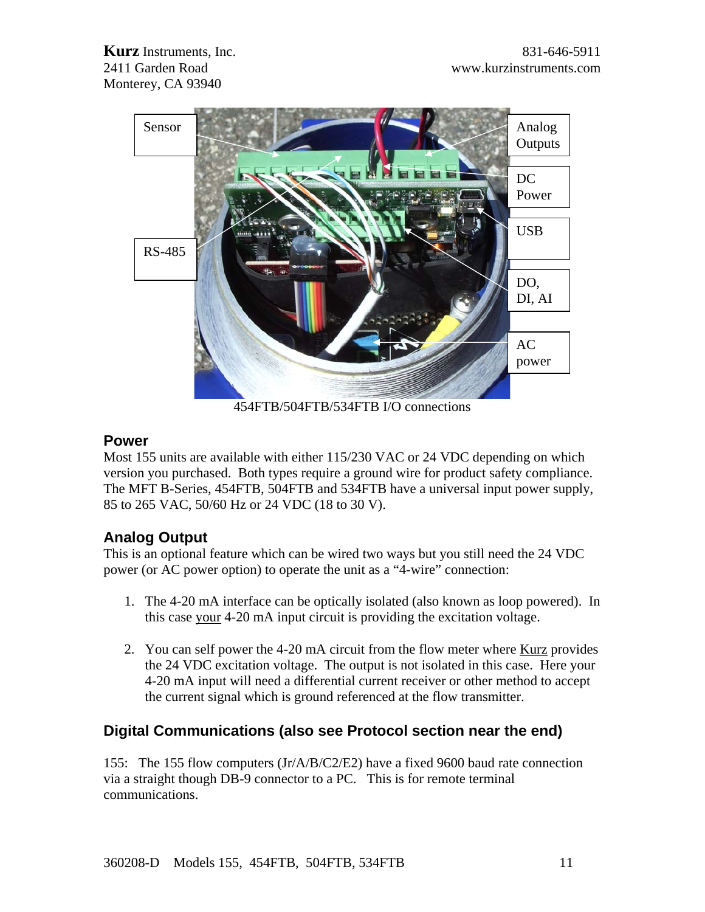454FTB/504FTB/534FTB I/O connections

### Power

Most 155 units are available with either 115/230 VAC or 24 VDC depending on which version you purchased. Both types require a ground wire for product safety compliance. The MFT B-Series, 454FTB, 504FTB and 534FTB have a universal input power supply, 85 to 265 VAC, 50/60 Hz or 24 VDC (18 to 30 V).

### Analog Output

This is an optional feature which can be wired two ways but you still need the 24 VDC power (or AC power option) to operate the unit as a "4-wire" connection:

1. The 4-20 mA interface can be optically isolated (also known as loop powered). In this case your 4-20 mA input circuit is providing the excitation voltage.

2. You can self power the 4-20 mA circuit from the flow meter where Kurz provides the 24 VDC excitation voltage. The output is not isolated in this case. Here your 4-20 mA input will need a differential current receiver or other method to accept the current signal which is ground referenced at the flow transmitter.

### Digital Communications (also see Protocol section near the end)

155: The 155 flow computers (Jr/A/B/C2/E2) have a fixed 9600 baud rate connection via a straight though DB-9 connector to a PC. This is for remote terminal communications.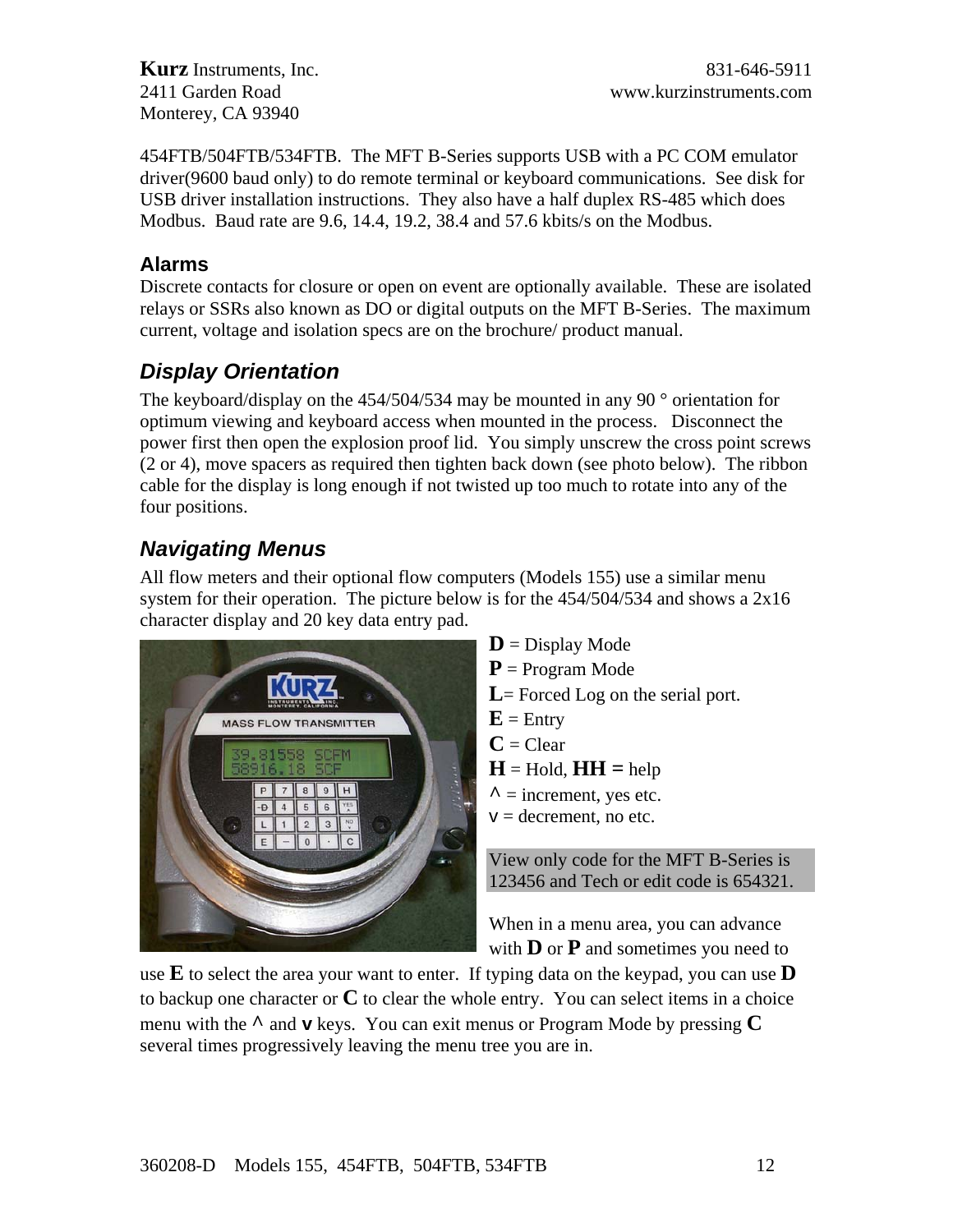454FTB/504FTB/534FTB. The MFT B-Series supports USB with a PC COM emulator driver(9600 baud only) to do remote terminal or keyboard communications. See disk for USB driver installation instructions. They also have a half duplex RS-485 which does Modbus. Baud rate are 9.6, 14.4, 19.2, 38.4 and 57.6 kbits/s on the Modbus.

### Alarms

Discrete contacts for closure or open on event are optionally available. These are isolated relays or SSRs also known as DO or digital outputs on the MFT B-Series. The maximum current, voltage and isolation specs are on the brochure/ product manual.

## *Display Orientation*

The keyboard/display on the 454/504/534 may be mounted in any 90 ° orientation for optimum viewing and keyboard access when mounted in the process. Disconnect the power first then open the explosion proof lid. You simply unscrew the cross point screws (2 or 4), move spacers as required then tighten back down (see photo below). The ribbon cable for the display is long enough if not twisted up too much to rotate into any of the four positions.

## *Navigating Menus*

All flow meters and their optional flow computers (Models 155) use a similar menu system for their operation. The picture below is for the 454/504/534 and shows a 2x16 character display and 20 key data entry pad.

**D** = Display Mode
**P** = Program Mode
**L**= Forced Log on the serial port.
**E** = Entry
**C** = Clear
**H** = Hold, **HH =** help
^ = increment, yes etc.
v = decrement, no etc.

View only code for the MFT B-Series is 123456 and Tech or edit code is 654321.

When in a menu area, you can advance with **D** or **P** and sometimes you need to use **E** to select the area your want to enter. If typing data on the keypad, you can use **D** to backup one character or **C** to clear the whole entry. You can select items in a choice menu with the **^** and **v** keys. You can exit menus or Program Mode by pressing **C** several times progressively leaving the menu tree you are in.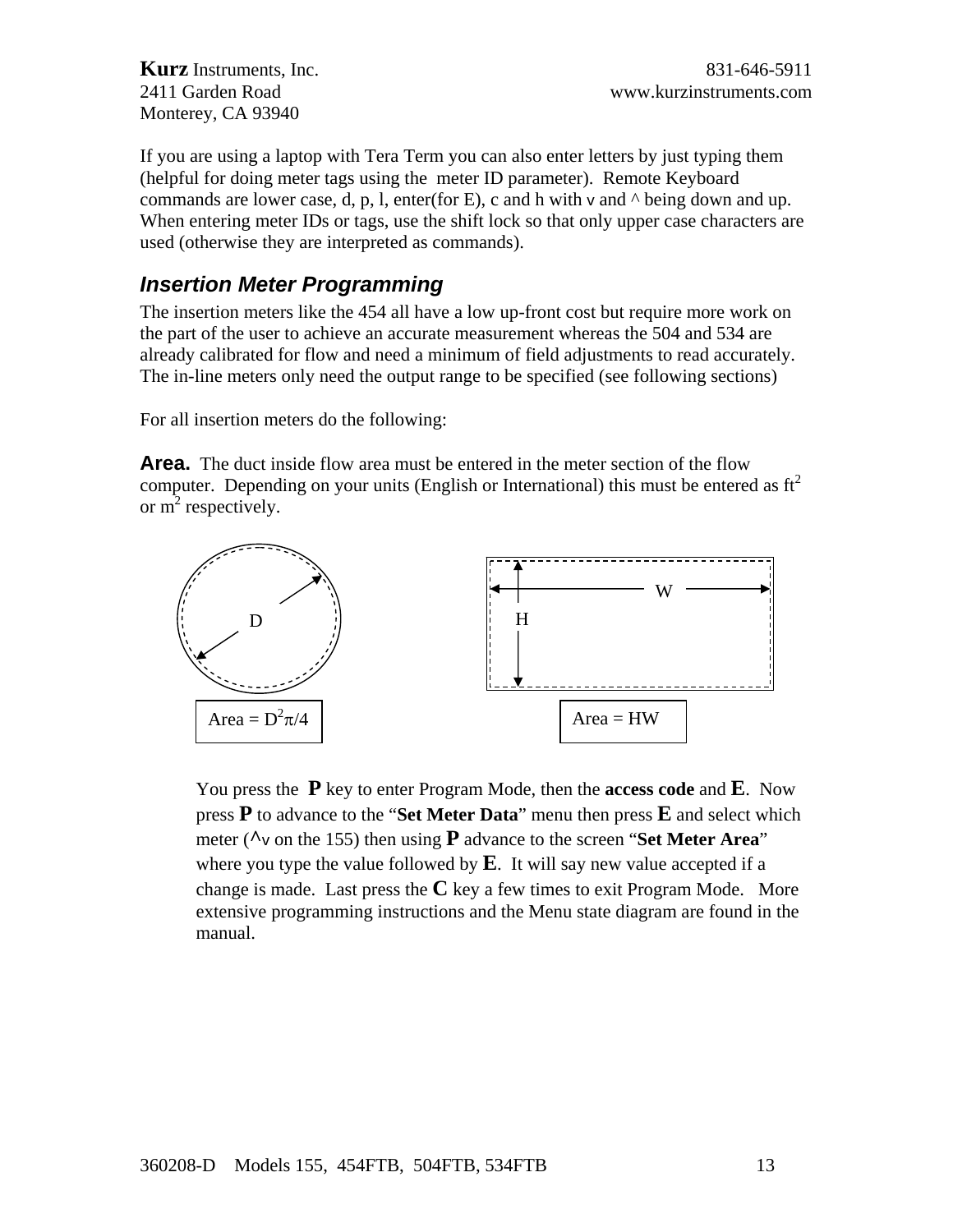If you are using a laptop with Tera Term you can also enter letters by just typing them (helpful for doing meter tags using the meter ID parameter). Remote Keyboard commands are lower case, d, p, l, enter(for E), c and h with v and ^ being down and up. When entering meter IDs or tags, use the shift lock so that only upper case characters are used (otherwise they are interpreted as commands).

## *Insertion Meter Programming*

The insertion meters like the 454 all have a low up-front cost but require more work on the part of the user to achieve an accurate measurement whereas the 504 and 534 are already calibrated for flow and need a minimum of field adjustments to read accurately. The in-line meters only need the output range to be specified (see following sections)

For all insertion meters do the following:

**Area.** The duct inside flow area must be entered in the meter section of the flow computer. Depending on your units (English or International) this must be entered as $ft^2$ or $m^2$ respectively.

D

Area = $D^2\pi/4$

W

H

Area = HW

You press the **P** key to enter Program Mode, then the **access code** and **E**. Now press **P** to advance to the "**Set Meter Data**" menu then press **E** and select which meter (^v on the 155) then using **P** advance to the screen "**Set Meter Area**" where you type the value followed by **E**. It will say new value accepted if a change is made. Last press the **C** key a few times to exit Program Mode. More extensive programming instructions and the Menu state diagram are found in the manual.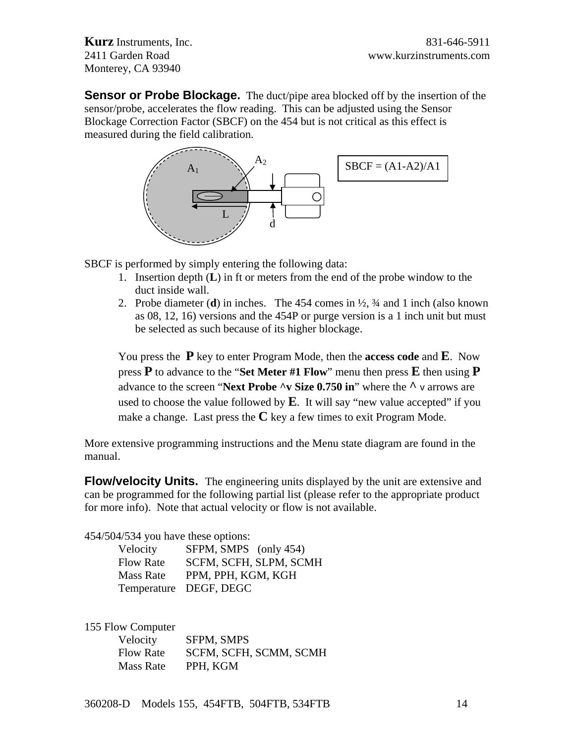**Sensor or Probe Blockage.** The duct/pipe area blocked off by the insertion of the sensor/probe, accelerates the flow reading. This can be adjusted using the Sensor Blockage Correction Factor (SBCF) on the 454 but is not critical as this effect is measured during the field calibration.

SBCF = (A1-A2)/A1

SBCF is performed by simply entering the following data:

1. Insertion depth (**L**) in ft or meters from the end of the probe window to the duct inside wall.
2. Probe diameter (**d**) in inches. The 454 comes in ½, ¾ and 1 inch (also known as 08, 12, 16) versions and the 454P or purge version is a 1 inch unit but must be selected as such because of its higher blockage.

You press the **P** key to enter Program Mode, then the **access code** and **E**. Now press **P** to advance to the "**Set Meter #1 Flow**" menu then press **E** then using **P** advance to the screen "**Next Probe ^v Size 0.750 in**" where the ^ v arrows are used to choose the value followed by **E**. It will say "new value accepted" if you make a change. Last press the **C** key a few times to exit Program Mode.

More extensive programming instructions and the Menu state diagram are found in the manual.

**Flow/velocity Units.** The engineering units displayed by the unit are extensive and can be programmed for the following partial list (please refer to the appropriate product for more info). Note that actual velocity or flow is not available.

454/504/534 you have these options:

| | |
|---|---|
| Velocity | SFPM, SMPS (only 454) |
| Flow Rate | SCFM, SCFH, SLPM, SCMH |
| Mass Rate | PPM, PPH, KGM, KGH |
| Temperature | DEGF, DEGC |

155 Flow Computer

| | |
|---|---|
| Velocity | SFPM, SMPS |
| Flow Rate | SCFM, SCFH, SCMM, SCMH |
| Mass Rate | PPH, KGM |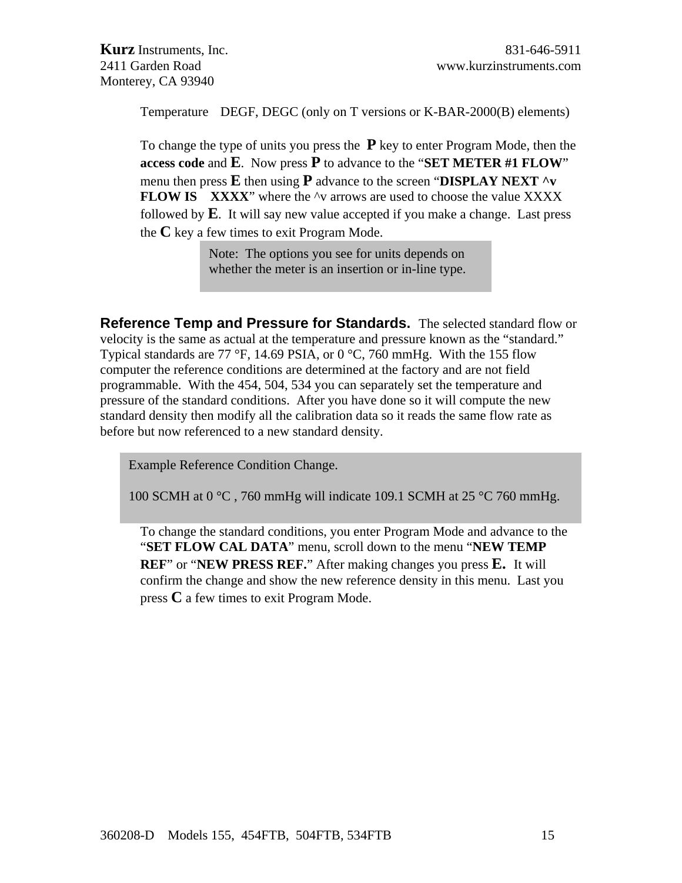Temperature    DEGF, DEGC (only on T versions or K-BAR-2000(B) elements)

To change the type of units you press the **P** key to enter Program Mode, then the **access code** and **E**. Now press **P** to advance to the "**SET METER #1 FLOW**" menu then press **E** then using **P** advance to the screen "**DISPLAY NEXT ^v FLOW IS    XXXX**" where the ^v arrows are used to choose the value XXXX followed by **E**. It will say new value accepted if you make a change. Last press the **C** key a few times to exit Program Mode.

> Note: The options you see for units depends on whether the meter is an insertion or in-line type.

**Reference Temp and Pressure for Standards.** The selected standard flow or velocity is the same as actual at the temperature and pressure known as the "standard." Typical standards are 77 °F, 14.69 PSIA, or 0 °C, 760 mmHg. With the 155 flow computer the reference conditions are determined at the factory and are not field programmable. With the 454, 504, 534 you can separately set the temperature and pressure of the standard conditions. After you have done so it will compute the new standard density then modify all the calibration data so it reads the same flow rate as before but now referenced to a new standard density.

> Example Reference Condition Change.
>
> 100 SCMH at 0 °C , 760 mmHg will indicate 109.1 SCMH at 25 °C 760 mmHg.

To change the standard conditions, you enter Program Mode and advance to the "**SET FLOW CAL DATA**" menu, scroll down to the menu "**NEW TEMP REF**" or "**NEW PRESS REF.**" After making changes you press **E.** It will confirm the change and show the new reference density in this menu. Last you press **C** a few times to exit Program Mode.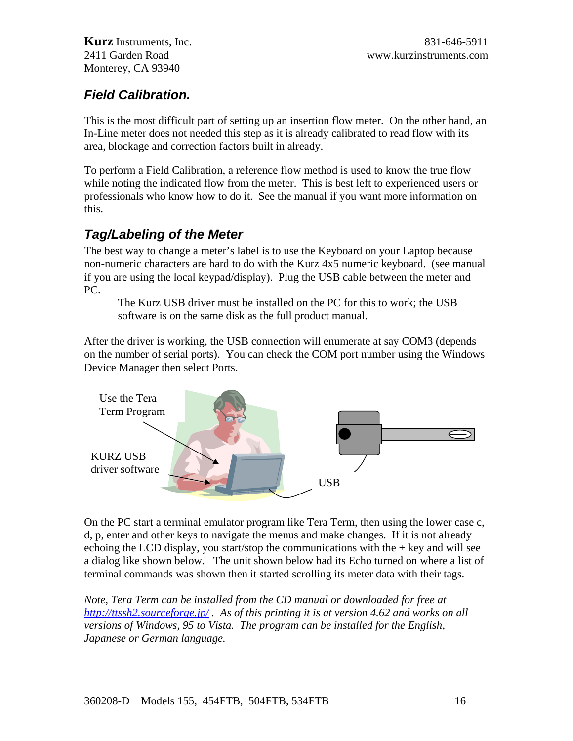**Kurz** Instruments, Inc.
2411 Garden Road
Monterey, CA 93940

831-646-5911
www.kurzinstruments.com

## Field Calibration.

This is the most difficult part of setting up an insertion flow meter. On the other hand, an In-Line meter does not needed this step as it is already calibrated to read flow with its area, blockage and correction factors built in already.

To perform a Field Calibration, a reference flow method is used to know the true flow while noting the indicated flow from the meter. This is best left to experienced users or professionals who know how to do it. See the manual if you want more information on this.

## Tag/Labeling of the Meter

The best way to change a meter's label is to use the Keyboard on your Laptop because non-numeric characters are hard to do with the Kurz 4x5 numeric keyboard. (see manual if you are using the local keypad/display). Plug the USB cable between the meter and PC.

> The Kurz USB driver must be installed on the PC for this to work; the USB software is on the same disk as the full product manual.

After the driver is working, the USB connection will enumerate at say COM3 (depends on the number of serial ports). You can check the COM port number using the Windows Device Manager then select Ports.

Use the Tera Term Program

KURZ USB driver software

USB

On the PC start a terminal emulator program like Tera Term, then using the lower case c, d, p, enter and other keys to navigate the menus and make changes. If it is not already echoing the LCD display, you start/stop the communications with the + key and will see a dialog like shown below. The unit shown below had its Echo turned on where a list of terminal commands was shown then it started scrolling its meter data with their tags.

*Note, Tera Term can be installed from the CD manual or downloaded for free at [http://ttssh2.sourceforge.jp/](http://ttssh2.sourceforge.jp/) . As of this printing it is at version 4.62 and works on all versions of Windows, 95 to Vista. The program can be installed for the English, Japanese or German language.*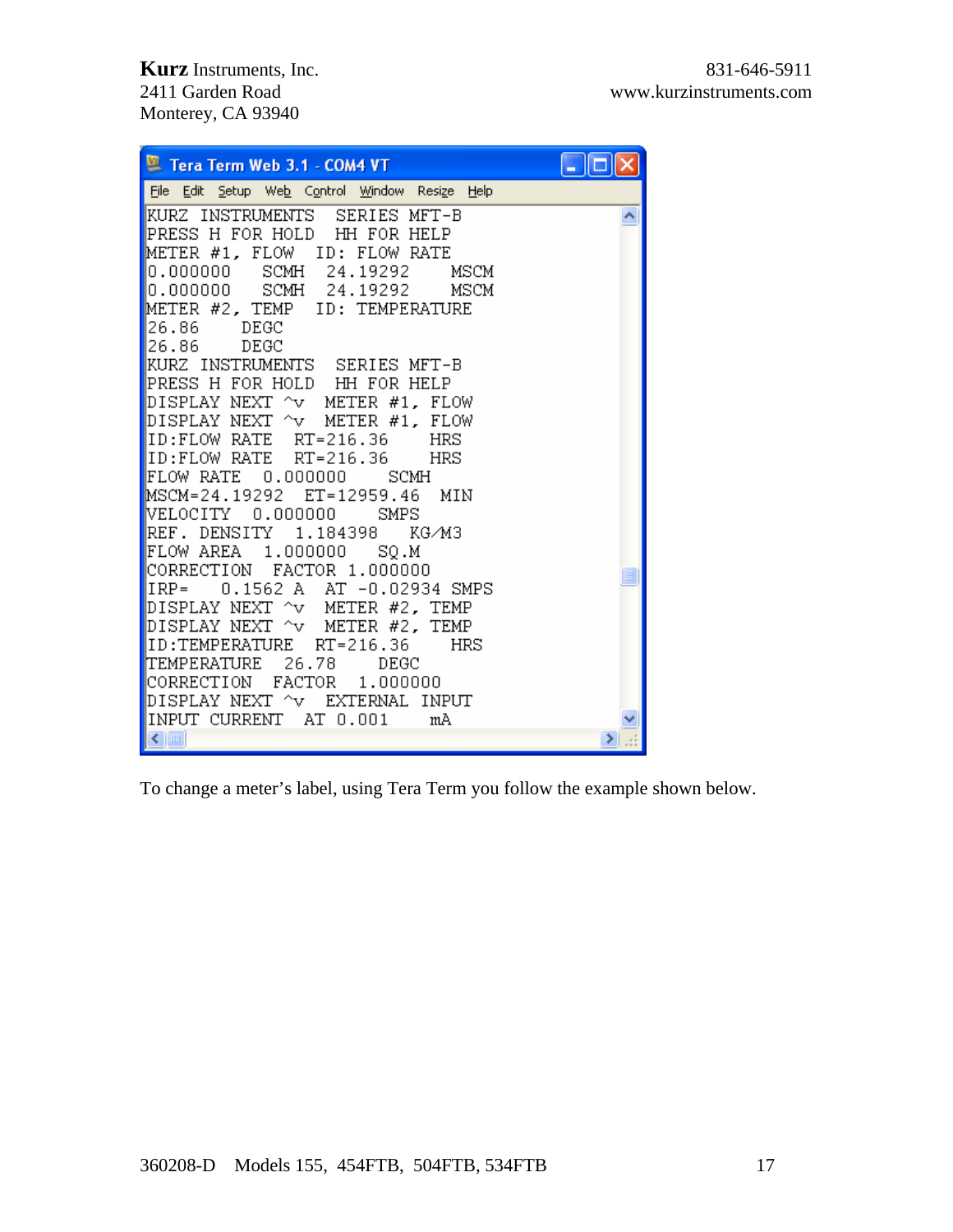```
KURZ INSTRUMENTS  SERIES MFT-B
PRESS H FOR HOLD  HH FOR HELP
METER #1, FLOW   ID: FLOW RATE
0.000000    SCMH   24.19292     MSCM
0.000000    SCMH   24.19292     MSCM
METER #2, TEMP   ID: TEMPERATURE
26.86     DEGC
26.86     DEGC
KURZ INSTRUMENTS  SERIES MFT-B
PRESS H FOR HOLD  HH FOR HELP
DISPLAY NEXT ^v  METER #1, FLOW
DISPLAY NEXT ^v  METER #1, FLOW
ID:FLOW RATE  RT=216.36    HRS
ID:FLOW RATE  RT=216.36    HRS
FLOW RATE  0.000000    SCMH
MSCM=24.19292  ET=12959.46  MIN
VELOCITY  0.000000    SMPS
REF. DENSITY  1.184398   KG/M3
FLOW AREA  1.000000   SQ.M
CORRECTION  FACTOR 1.000000
IRP=   0.1562 A  AT -0.02934 SMPS
DISPLAY NEXT ^v  METER #2, TEMP
DISPLAY NEXT ^v  METER #2, TEMP
ID:TEMPERATURE  RT=216.36    HRS
TEMPERATURE  26.78    DEGC
CORRECTION  FACTOR  1.000000
DISPLAY NEXT ^v  EXTERNAL INPUT
INPUT CURRENT  AT 0.001    mA
```

To change a meter's label, using Tera Term you follow the example shown below.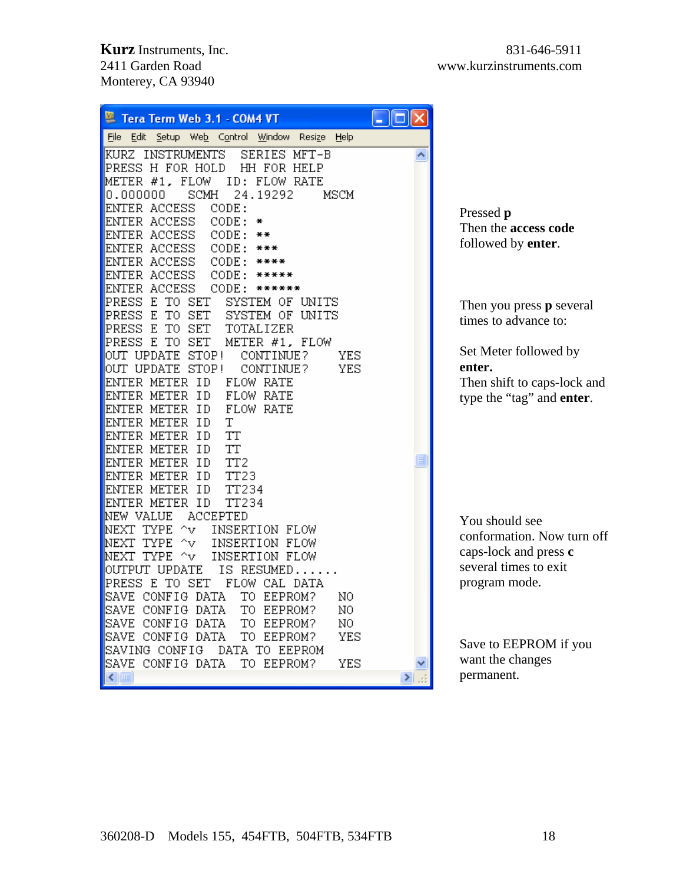**Kurz** Instruments, Inc.
2411 Garden Road
Monterey, CA 93940

831-646-5911
www.kurzinstruments.com

Tera Term Web 3.1 - COM4 VT

File Edit Setup Web Control Window Resize Help

```
KURZ INSTRUMENTS  SERIES MFT-B
PRESS H FOR HOLD  HH FOR HELP
METER #1, FLOW  ID: FLOW RATE
0.000000   SCMH  24.19292    MSCM
ENTER ACCESS  CODE:
ENTER ACCESS  CODE: *
ENTER ACCESS  CODE: **
ENTER ACCESS  CODE: ***
ENTER ACCESS  CODE: ****
ENTER ACCESS  CODE: *****
ENTER ACCESS  CODE: ******
PRESS E TO SET  SYSTEM OF UNITS
PRESS E TO SET  SYSTEM OF UNITS
PRESS E TO SET  TOTALIZER
PRESS E TO SET  METER #1, FLOW
OUT UPDATE STOP!  CONTINUE?    YES
OUT UPDATE STOP!  CONTINUE?    YES
ENTER METER ID  FLOW RATE
ENTER METER ID  FLOW RATE
ENTER METER ID  FLOW RATE
ENTER METER ID  T
ENTER METER ID  TT
ENTER METER ID  TT
ENTER METER ID  TT2
ENTER METER ID  TT23
ENTER METER ID  TT234
ENTER METER ID  TT234
NEW VALUE  ACCEPTED
NEXT TYPE ^v  INSERTION FLOW
NEXT TYPE ^v  INSERTION FLOW
NEXT TYPE ^v  INSERTION FLOW
OUTPUT UPDATE  IS RESUMED......
PRESS E TO SET  FLOW CAL DATA
SAVE CONFIG DATA  TO EEPROM?   NO
SAVE CONFIG DATA  TO EEPROM?   NO
SAVE CONFIG DATA  TO EEPROM?   NO
SAVE CONFIG DATA  TO EEPROM?   YES
SAVING CONFIG  DATA TO EEPROM
SAVE CONFIG DATA  TO EEPROM?   YES
```

Pressed **p**
Then the **access code** followed by **enter**.

Then you press **p** several times to advance to:

Set Meter followed by **enter.**
Then shift to caps-lock and type the "tag" and **enter**.

You should see conformation. Now turn off caps-lock and press **c** several times to exit program mode.

Save to EEPROM if you want the changes permanent.

360208-D   Models 155, 454FTB, 504FTB, 534FTB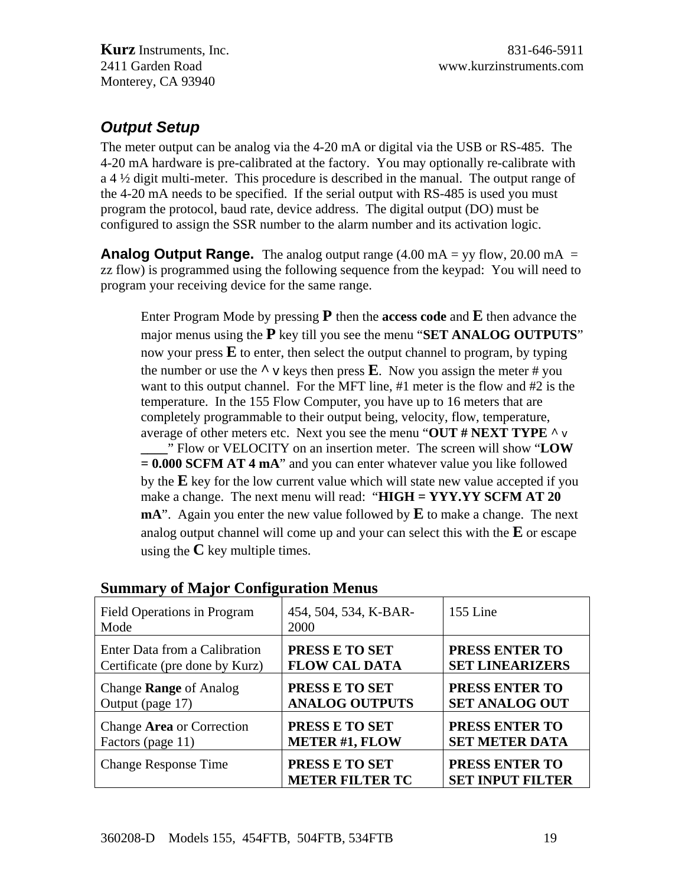## *Output Setup*

The meter output can be analog via the 4-20 mA or digital via the USB or RS-485. The 4-20 mA hardware is pre-calibrated at the factory. You may optionally re-calibrate with a 4 ½ digit multi-meter. This procedure is described in the manual. The output range of the 4-20 mA needs to be specified. If the serial output with RS-485 is used you must program the protocol, baud rate, device address. The digital output (DO) must be configured to assign the SSR number to the alarm number and its activation logic.

**Analog Output Range.** The analog output range (4.00 mA = yy flow, 20.00 mA = zz flow) is programmed using the following sequence from the keypad: You will need to program your receiving device for the same range.

> Enter Program Mode by pressing **P** then the **access code** and **E** then advance the major menus using the **P** key till you see the menu "**SET ANALOG OUTPUTS**" now your press **E** to enter, then select the output channel to program, by typing the number or use the **^ v** keys then press **E**. Now you assign the meter # you want to this output channel. For the MFT line, #1 meter is the flow and #2 is the temperature. In the 155 Flow Computer, you have up to 16 meters that are completely programmable to their output being, velocity, flow, temperature, average of other meters etc. Next you see the menu "**OUT # NEXT TYPE ^ v ____**" Flow or VELOCITY on an insertion meter. The screen will show "**LOW = 0.000 SCFM AT 4 mA**" and you can enter whatever value you like followed by the **E** key for the low current value which will state new value accepted if you make a change. The next menu will read: "**HIGH = YYY.YY SCFM AT 20 mA**". Again you enter the new value followed by **E** to make a change. The next analog output channel will come up and your can select this with the **E** or escape using the **C** key multiple times.

### Summary of Major Configuration Menus

| Field Operations in Program Mode | 454, 504, 534, K-BAR-2000 | 155 Line |
|---|---|---|
| Enter Data from a Calibration Certificate (pre done by Kurz) | **PRESS E TO SET FLOW CAL DATA** | **PRESS ENTER TO SET LINEARIZERS** |
| Change **Range** of Analog Output (page 17) | **PRESS E TO SET ANALOG OUTPUTS** | **PRESS ENTER TO SET ANALOG OUT** |
| Change **Area** or Correction Factors (page 11) | **PRESS E TO SET METER #1, FLOW** | **PRESS ENTER TO SET METER DATA** |
| Change Response Time | **PRESS E TO SET METER FILTER TC** | **PRESS ENTER TO SET INPUT FILTER** |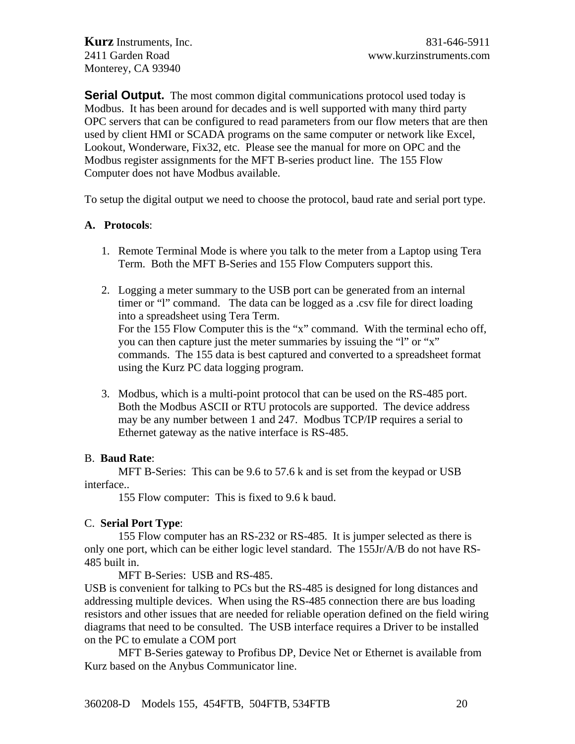**Serial Output.** The most common digital communications protocol used today is Modbus. It has been around for decades and is well supported with many third party OPC servers that can be configured to read parameters from our flow meters that are then used by client HMI or SCADA programs on the same computer or network like Excel, Lookout, Wonderware, Fix32, etc. Please see the manual for more on OPC and the Modbus register assignments for the MFT B-series product line. The 155 Flow Computer does not have Modbus available.

To setup the digital output we need to choose the protocol, baud rate and serial port type.

**A. Protocols**:

1. Remote Terminal Mode is where you talk to the meter from a Laptop using Tera Term. Both the MFT B-Series and 155 Flow Computers support this.

2. Logging a meter summary to the USB port can be generated from an internal timer or "l" command. The data can be logged as a .csv file for direct loading into a spreadsheet using Tera Term.
   For the 155 Flow Computer this is the "x" command. With the terminal echo off, you can then capture just the meter summaries by issuing the "l" or "x" commands. The 155 data is best captured and converted to a spreadsheet format using the Kurz PC data logging program.

3. Modbus, which is a multi-point protocol that can be used on the RS-485 port. Both the Modbus ASCII or RTU protocols are supported. The device address may be any number between 1 and 247. Modbus TCP/IP requires a serial to Ethernet gateway as the native interface is RS-485.

B. **Baud Rate**:

MFT B-Series: This can be 9.6 to 57.6 k and is set from the keypad or USB interface..

155 Flow computer: This is fixed to 9.6 k baud.

C. **Serial Port Type**:

155 Flow computer has an RS-232 or RS-485. It is jumper selected as there is only one port, which can be either logic level standard. The 155Jr/A/B do not have RS-485 built in.

MFT B-Series: USB and RS-485.

USB is convenient for talking to PCs but the RS-485 is designed for long distances and addressing multiple devices. When using the RS-485 connection there are bus loading resistors and other issues that are needed for reliable operation defined on the field wiring diagrams that need to be consulted. The USB interface requires a Driver to be installed on the PC to emulate a COM port

MFT B-Series gateway to Profibus DP, Device Net or Ethernet is available from Kurz based on the Anybus Communicator line.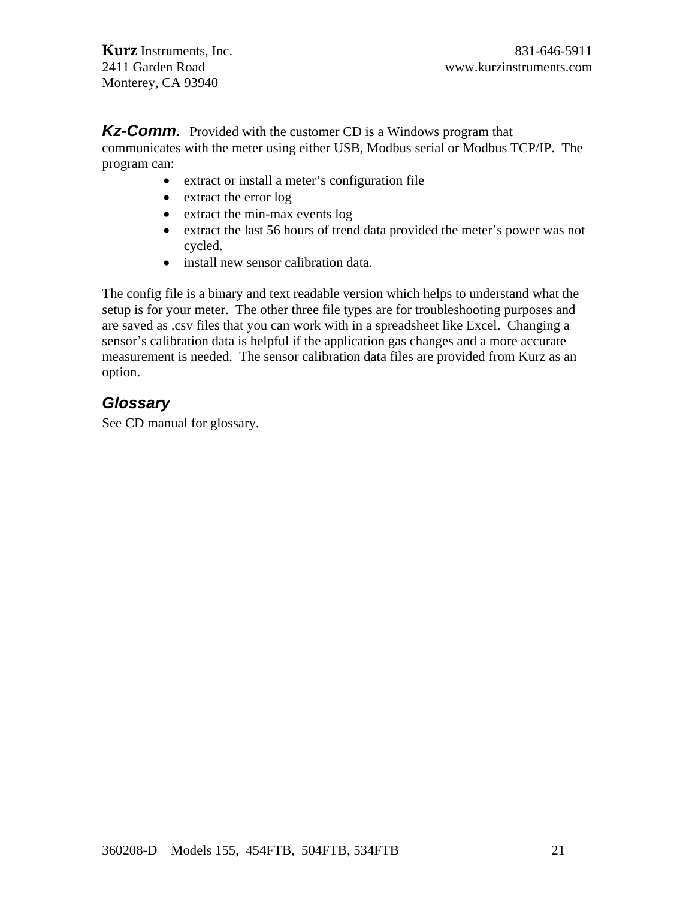***Kz-Comm.*** Provided with the customer CD is a Windows program that communicates with the meter using either USB, Modbus serial or Modbus TCP/IP. The program can:

- extract or install a meter's configuration file
- extract the error log
- extract the min-max events log
- extract the last 56 hours of trend data provided the meter's power was not cycled.
- install new sensor calibration data.

The config file is a binary and text readable version which helps to understand what the setup is for your meter. The other three file types are for troubleshooting purposes and are saved as .csv files that you can work with in a spreadsheet like Excel. Changing a sensor's calibration data is helpful if the application gas changes and a more accurate measurement is needed. The sensor calibration data files are provided from Kurz as an option.

## *Glossary*

See CD manual for glossary.